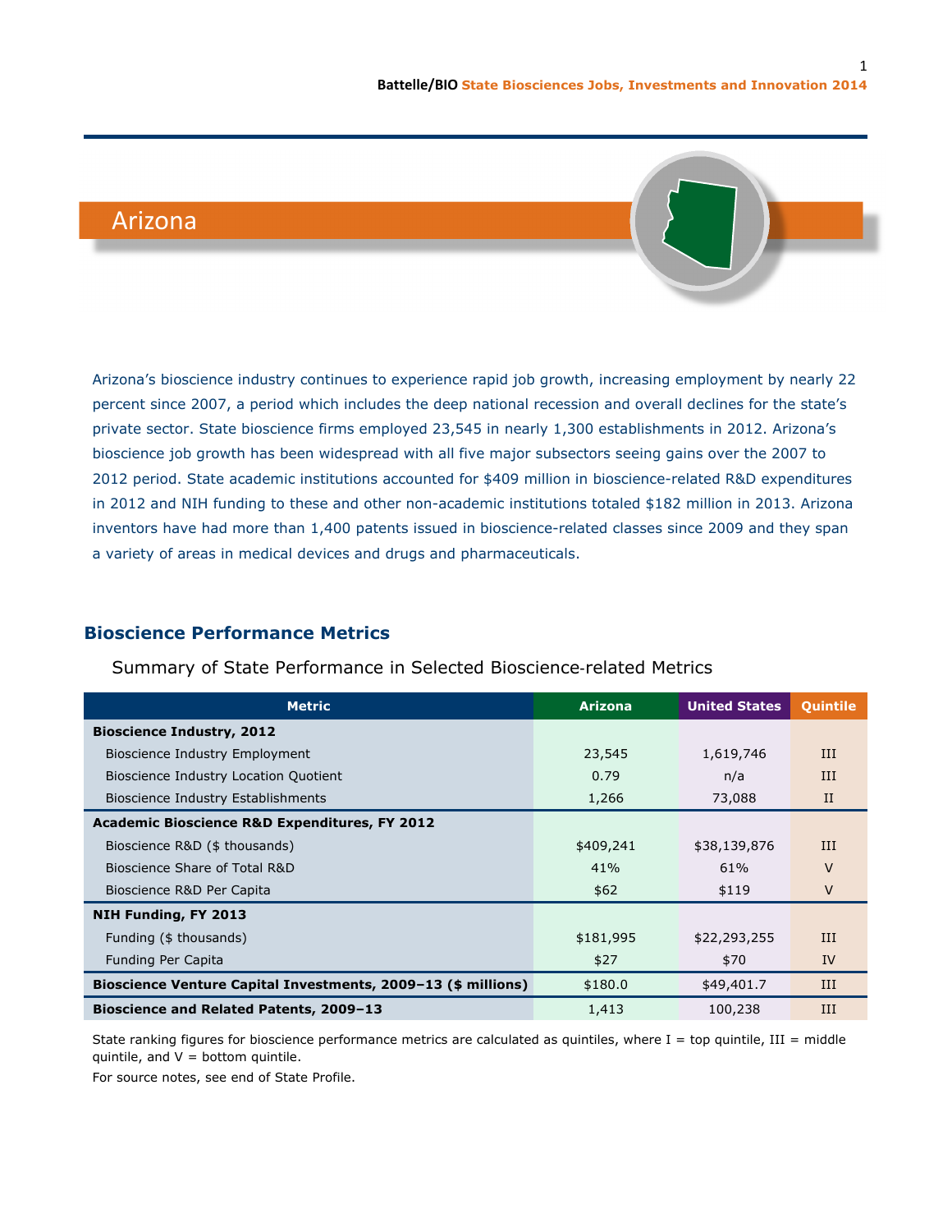# Arizona

Arizona's bioscience industry continues to experience rapid job growth, increasing employment by nearly 22 percent since 2007, a period which includes the deep national recession and overall declines for the state's private sector. State bioscience firms employed 23,545 in nearly 1,300 establishments in 2012. Arizona's bioscience job growth has been widespread with all five major subsectors seeing gains over the 2007 to 2012 period. State academic institutions accounted for $409 million in bioscience-related R&D expenditures in 2012 and NIH funding to these and other non-academic institutions totaled $182 million in 2013. Arizona inventors have had more than 1,400 patents issued in bioscience-related classes since 2009 and they span a variety of areas in medical devices and drugs and pharmaceuticals.

## Bioscience Performance Metrics

Summary of State Performance in Selected Bioscience-related Metrics

| Metric | Arizona | United States | Quintile |
|---|---|---|---|
| **Bioscience Industry, 2012** | | | |
| Bioscience Industry Employment | 23,545 | 1,619,746 | III |
| Bioscience Industry Location Quotient | 0.79 | n/a | III |
| Bioscience Industry Establishments | 1,266 | 73,088 | II |
| **Academic Bioscience R&D Expenditures, FY 2012** | | | |
| Bioscience R&D ($ thousands) | $409,241 | $38,139,876 | III |
| Bioscience Share of Total R&D | 41% | 61% | V |
| Bioscience R&D Per Capita | $62 | $119 | V |
| **NIH Funding, FY 2013** | | | |
| Funding ($ thousands) | $181,995 | $22,293,255 | III |
| Funding Per Capita | $27 | $70 | IV |
| **Bioscience Venture Capital Investments, 2009–13 ($ millions)** | $180.0 | $49,401.7 | III |
| **Bioscience and Related Patents, 2009–13** | 1,413 | 100,238 | III |

State ranking figures for bioscience performance metrics are calculated as quintiles, where I = top quintile, III = middle quintile, and V = bottom quintile.

For source notes, see end of State Profile.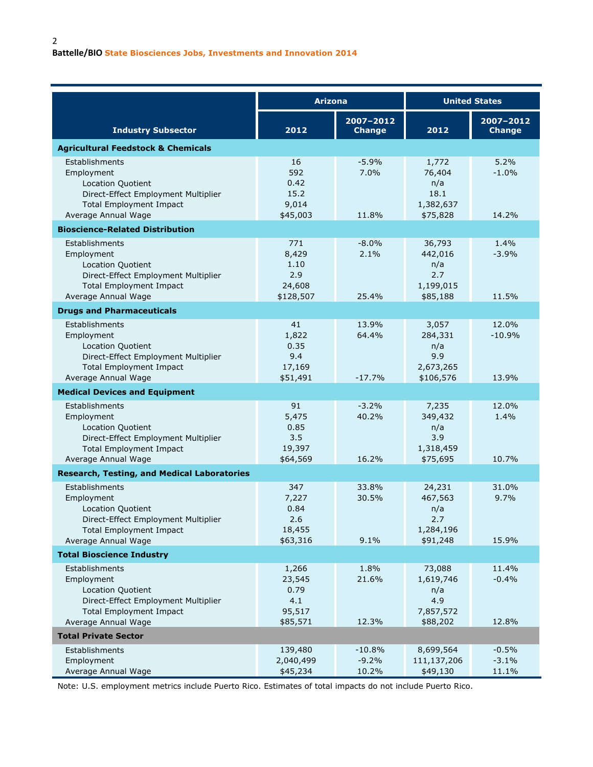| Industry Subsector | Arizona | | United States | |
|---|---|---|---|---|
| | 2012 | 2007–2012 Change | 2012 | 2007–2012 Change |
| **Agricultural Feedstock & Chemicals** | | | | |
| Establishments | 16 | -5.9% | 1,772 | 5.2% |
| Employment | 592 | 7.0% | 76,404 | -1.0% |
| Location Quotient | 0.42 | | n/a | |
| Direct-Effect Employment Multiplier | 15.2 | | 18.1 | |
| Total Employment Impact | 9,014 | | 1,382,637 | |
| Average Annual Wage | $45,003 | 11.8% | $75,828 | 14.2% |
| **Bioscience-Related Distribution** | | | | |
| Establishments | 771 | -8.0% | 36,793 | 1.4% |
| Employment | 8,429 | 2.1% | 442,016 | -3.9% |
| Location Quotient | 1.10 | | n/a | |
| Direct-Effect Employment Multiplier | 2.9 | | 2.7 | |
| Total Employment Impact | 24,608 | | 1,199,015 | |
| Average Annual Wage | $128,507 | 25.4% | $85,188 | 11.5% |
| **Drugs and Pharmaceuticals** | | | | |
| Establishments | 41 | 13.9% | 3,057 | 12.0% |
| Employment | 1,822 | 64.4% | 284,331 | -10.9% |
| Location Quotient | 0.35 | | n/a | |
| Direct-Effect Employment Multiplier | 9.4 | | 9.9 | |
| Total Employment Impact | 17,169 | | 2,673,265 | |
| Average Annual Wage | $51,491 | -17.7% | $106,576 | 13.9% |
| **Medical Devices and Equipment** | | | | |
| Establishments | 91 | -3.2% | 7,235 | 12.0% |
| Employment | 5,475 | 40.2% | 349,432 | 1.4% |
| Location Quotient | 0.85 | | n/a | |
| Direct-Effect Employment Multiplier | 3.5 | | 3.9 | |
| Total Employment Impact | 19,397 | | 1,318,459 | |
| Average Annual Wage | $64,569 | 16.2% | $75,695 | 10.7% |
| **Research, Testing, and Medical Laboratories** | | | | |
| Establishments | 347 | 33.8% | 24,231 | 31.0% |
| Employment | 7,227 | 30.5% | 467,563 | 9.7% |
| Location Quotient | 0.84 | | n/a | |
| Direct-Effect Employment Multiplier | 2.6 | | 2.7 | |
| Total Employment Impact | 18,455 | | 1,284,196 | |
| Average Annual Wage | $63,316 | 9.1% | $91,248 | 15.9% |
| **Total Bioscience Industry** | | | | |
| Establishments | 1,266 | 1.8% | 73,088 | 11.4% |
| Employment | 23,545 | 21.6% | 1,619,746 | -0.4% |
| Location Quotient | 0.79 | | n/a | |
| Direct-Effect Employment Multiplier | 4.1 | | 4.9 | |
| Total Employment Impact | 95,517 | | 7,857,572 | |
| Average Annual Wage | $85,571 | 12.3% | $88,202 | 12.8% |
| **Total Private Sector** | | | | |
| Establishments | 139,480 | -10.8% | 8,699,564 | -0.5% |
| Employment | 2,040,499 | -9.2% | 111,137,206 | -3.1% |
| Average Annual Wage | $45,234 | 10.2% | $49,130 | 11.1% |

Note: U.S. employment metrics include Puerto Rico. Estimates of total impacts do not include Puerto Rico.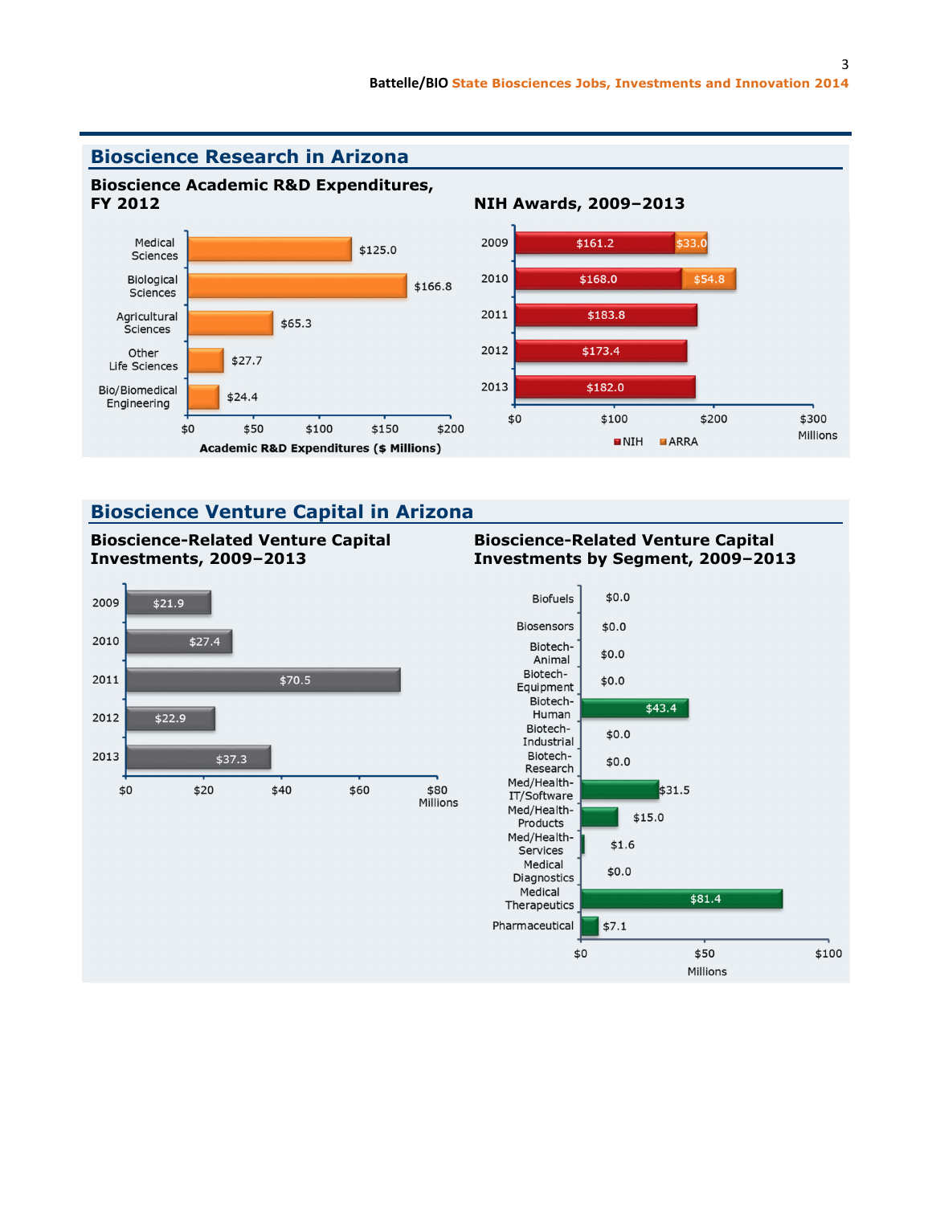## Bioscience Research in Arizona

### Bioscience Academic R&D Expenditures, FY 2012

| Field | Academic R&D Expenditures ($ Millions) |
|---|---|
| Medical Sciences | $125.0 |
| Biological Sciences | $166.8 |
| Agricultural Sciences | $65.3 |
| Other Life Sciences | $27.7 |
| Bio/Biomedical Engineering | $24.4 |

### NIH Awards, 2009–2013

| Year | NIH | ARRA |
|---|---|---|
| 2009 | $161.2 | $33.0 |
| 2010 | $168.0 | $54.8 |
| 2011 | $183.8 | |
| 2012 | $173.4 | |
| 2013 | $182.0 | |

Millions

## Bioscience Venture Capital in Arizona

### Bioscience-Related Venture Capital Investments, 2009–2013

| Year | Millions |
|---|---|
| 2009 | $21.9 |
| 2010 | $27.4 |
| 2011 | $70.5 |
| 2012 | $22.9 |
| 2013 | $37.3 |

### Bioscience-Related Venture Capital Investments by Segment, 2009–2013

| Segment | Millions |
|---|---|
| Biofuels | $0.0 |
| Biosensors | $0.0 |
| Biotech-Animal | $0.0 |
| Biotech-Equipment | $0.0 |
| Biotech-Human | $43.4 |
| Biotech-Industrial | $0.0 |
| Biotech-Research | $0.0 |
| Med/Health-IT/Software | $31.5 |
| Med/Health-Products | $15.0 |
| Med/Health-Services | $1.6 |
| Medical Diagnostics | $0.0 |
| Medical Therapeutics | $81.4 |
| Pharmaceutical | $7.1 |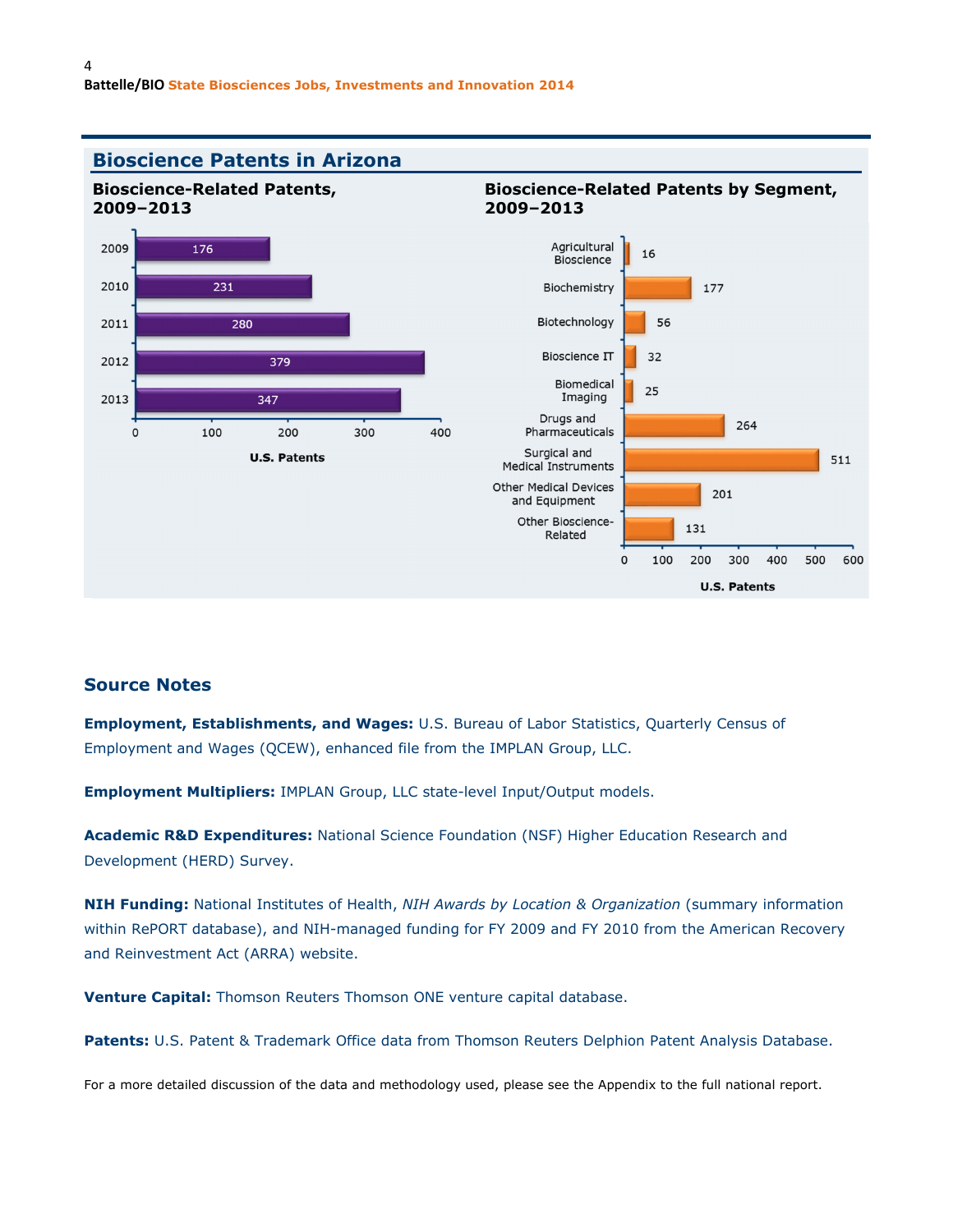## Bioscience Patents in Arizona

### Bioscience-Related Patents, 2009–2013

2009
176
2010
231
2011
280
2012
379
2013
347

0
100
200
300
400

U.S. Patents

### Bioscience-Related Patents by Segment, 2009–2013

Agricultural Bioscience
16
Biochemistry
177
Biotechnology
56
Bioscience IT
32
Biomedical Imaging
25
Drugs and Pharmaceuticals
264
Surgical and Medical Instruments
511
Other Medical Devices and Equipment
201
Other Bioscience-Related
131

0
100
200
300
400
500
600

U.S. Patents

## Source Notes

**Employment, Establishments, and Wages:** U.S. Bureau of Labor Statistics, Quarterly Census of Employment and Wages (QCEW), enhanced file from the IMPLAN Group, LLC.

**Employment Multipliers:** IMPLAN Group, LLC state-level Input/Output models.

**Academic R&D Expenditures:** National Science Foundation (NSF) Higher Education Research and Development (HERD) Survey.

**NIH Funding:** National Institutes of Health, *NIH Awards by Location & Organization* (summary information within RePORT database), and NIH-managed funding for FY 2009 and FY 2010 from the American Recovery and Reinvestment Act (ARRA) website.

**Venture Capital:** Thomson Reuters Thomson ONE venture capital database.

**Patents:** U.S. Patent & Trademark Office data from Thomson Reuters Delphion Patent Analysis Database.

For a more detailed discussion of the data and methodology used, please see the Appendix to the full national report.